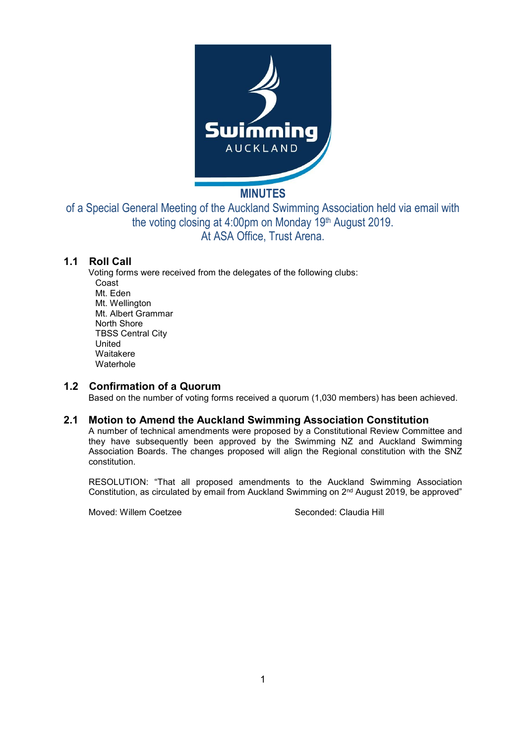Swimming AUCKLAND

# MINUTES

of a Special General Meeting of the Auckland Swimming Association held via email with the voting closing at 4:00pm on Monday 19th August 2019.
At ASA Office, Trust Arena.

## 1.1 Roll Call

Voting forms were received from the delegates of the following clubs:

- Coast
- Mt. Eden
- Mt. Wellington
- Mt. Albert Grammar
- North Shore
- TBSS Central City
- United
- Waitakere
- Waterhole

## 1.2 Confirmation of a Quorum

Based on the number of voting forms received a quorum (1,030 members) has been achieved.

## 2.1 Motion to Amend the Auckland Swimming Association Constitution

A number of technical amendments were proposed by a Constitutional Review Committee and they have subsequently been approved by the Swimming NZ and Auckland Swimming Association Boards. The changes proposed will align the Regional constitution with the SNZ constitution.

RESOLUTION: "That all proposed amendments to the Auckland Swimming Association Constitution, as circulated by email from Auckland Swimming on 2nd August 2019, be approved"

Moved: Willem Coetzee

Seconded: Claudia Hill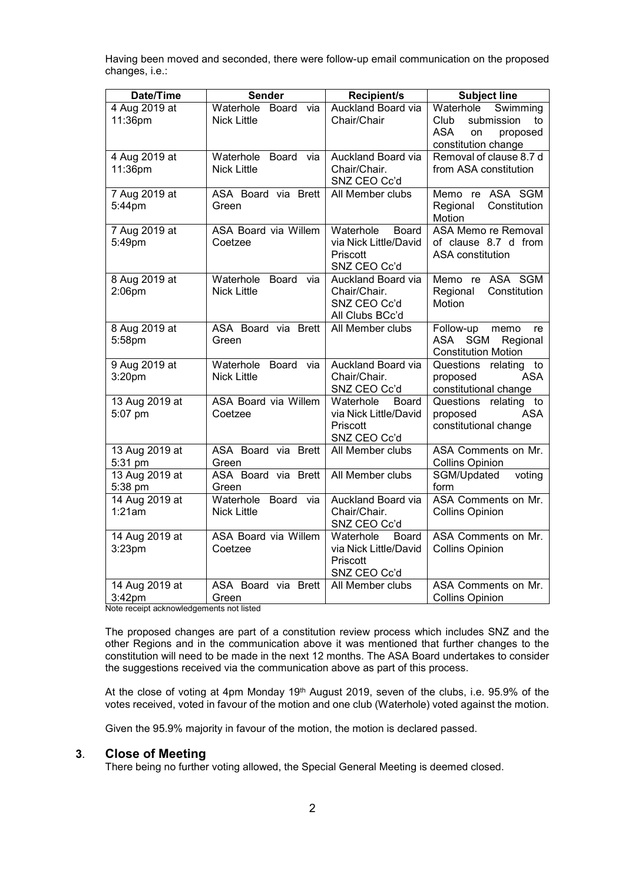Having been moved and seconded, there were follow-up email communication on the proposed changes, i.e.:

| Date/Time | Sender | Recipient/s | Subject line |
|---|---|---|---|
| 4 Aug 2019 at 11:36pm | Waterhole Board via Nick Little | Auckland Board via Chair/Chair | Waterhole Swimming Club submission to ASA on proposed constitution change |
| 4 Aug 2019 at 11:36pm | Waterhole Board via Nick Little | Auckland Board via Chair/Chair. SNZ CEO Cc'd | Removal of clause 8.7 d from ASA constitution |
| 7 Aug 2019 at 5:44pm | ASA Board via Brett Green | All Member clubs | Memo re ASA SGM Regional Constitution Motion |
| 7 Aug 2019 at 5:49pm | ASA Board via Willem Coetzee | Waterhole Board via Nick Little/David Priscott SNZ CEO Cc'd | ASA Memo re Removal of clause 8.7 d from ASA constitution |
| 8 Aug 2019 at 2:06pm | Waterhole Board via Nick Little | Auckland Board via Chair/Chair. SNZ CEO Cc'd All Clubs BCc'd | Memo re ASA SGM Regional Constitution Motion |
| 8 Aug 2019 at 5:58pm | ASA Board via Brett Green | All Member clubs | Follow-up memo re ASA SGM Regional Constitution Motion |
| 9 Aug 2019 at 3:20pm | Waterhole Board via Nick Little | Auckland Board via Chair/Chair. SNZ CEO Cc'd | Questions relating to proposed ASA constitutional change |
| 13 Aug 2019 at 5:07 pm | ASA Board via Willem Coetzee | Waterhole Board via Nick Little/David Priscott SNZ CEO Cc'd | Questions relating to proposed ASA constitutional change |
| 13 Aug 2019 at 5:31 pm | ASA Board via Brett Green | All Member clubs | ASA Comments on Mr. Collins Opinion |
| 13 Aug 2019 at 5:38 pm | ASA Board via Brett Green | All Member clubs | SGM/Updated voting form |
| 14 Aug 2019 at 1:21am | Waterhole Board via Nick Little | Auckland Board via Chair/Chair. SNZ CEO Cc'd | ASA Comments on Mr. Collins Opinion |
| 14 Aug 2019 at 3:23pm | ASA Board via Willem Coetzee | Waterhole Board via Nick Little/David Priscott SNZ CEO Cc'd | ASA Comments on Mr. Collins Opinion |
| 14 Aug 2019 at 3:42pm | ASA Board via Brett Green | All Member clubs | ASA Comments on Mr. Collins Opinion |

Note receipt acknowledgements not listed

The proposed changes are part of a constitution review process which includes SNZ and the other Regions and in the communication above it was mentioned that further changes to the constitution will need to be made in the next 12 months. The ASA Board undertakes to consider the suggestions received via the communication above as part of this process.

At the close of voting at 4pm Monday 19th August 2019, seven of the clubs, i.e. 95.9% of the votes received, voted in favour of the motion and one club (Waterhole) voted against the motion.

Given the 95.9% majority in favour of the motion, the motion is declared passed.

## 3. Close of Meeting

There being no further voting allowed, the Special General Meeting is deemed closed.